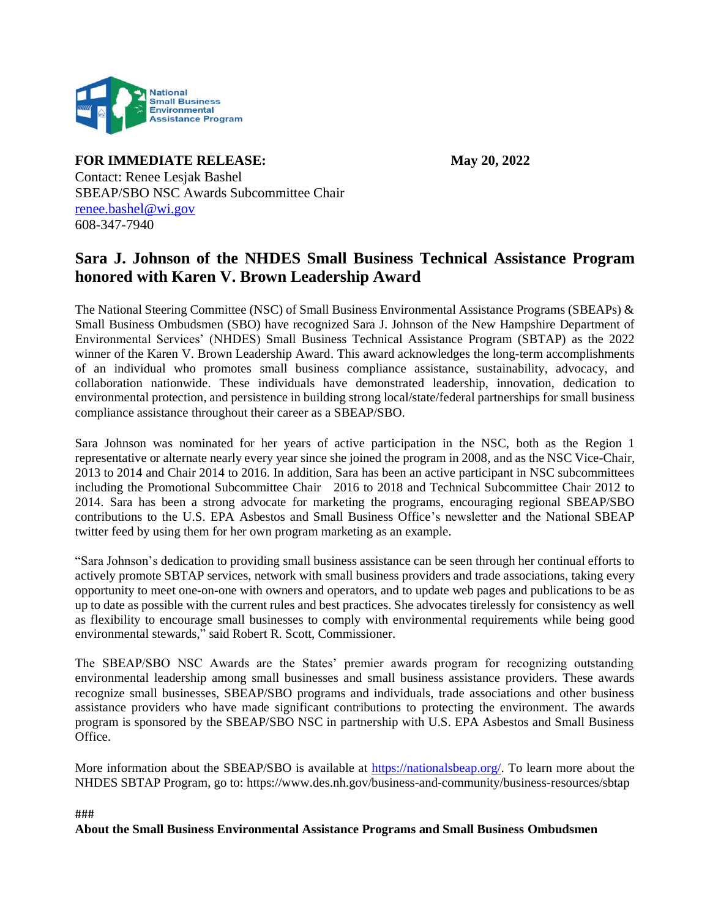National Small Business Environmental Assistance Program

**FOR IMMEDIATE RELEASE:** **May 20, 2022**

Contact: Renee Lesjak Bashel
SBEAP/SBO NSC Awards Subcommittee Chair
renee.bashel@wi.gov
608-347-7940

# Sara J. Johnson of the NHDES Small Business Technical Assistance Program honored with Karen V. Brown Leadership Award

The National Steering Committee (NSC) of Small Business Environmental Assistance Programs (SBEAPs) & Small Business Ombudsmen (SBO) have recognized Sara J. Johnson of the New Hampshire Department of Environmental Services' (NHDES) Small Business Technical Assistance Program (SBTAP) as the 2022 winner of the Karen V. Brown Leadership Award. This award acknowledges the long-term accomplishments of an individual who promotes small business compliance assistance, sustainability, advocacy, and collaboration nationwide. These individuals have demonstrated leadership, innovation, dedication to environmental protection, and persistence in building strong local/state/federal partnerships for small business compliance assistance throughout their career as a SBEAP/SBO.

Sara Johnson was nominated for her years of active participation in the NSC, both as the Region 1 representative or alternate nearly every year since she joined the program in 2008, and as the NSC Vice-Chair, 2013 to 2014 and Chair 2014 to 2016. In addition, Sara has been an active participant in NSC subcommittees including the Promotional Subcommittee Chair 2016 to 2018 and Technical Subcommittee Chair 2012 to 2014. Sara has been a strong advocate for marketing the programs, encouraging regional SBEAP/SBO contributions to the U.S. EPA Asbestos and Small Business Office's newsletter and the National SBEAP twitter feed by using them for her own program marketing as an example.

"Sara Johnson's dedication to providing small business assistance can be seen through her continual efforts to actively promote SBTAP services, network with small business providers and trade associations, taking every opportunity to meet one-on-one with owners and operators, and to update web pages and publications to be as up to date as possible with the current rules and best practices. She advocates tirelessly for consistency as well as flexibility to encourage small businesses to comply with environmental requirements while being good environmental stewards," said Robert R. Scott, Commissioner.

The SBEAP/SBO NSC Awards are the States' premier awards program for recognizing outstanding environmental leadership among small businesses and small business assistance providers. These awards recognize small businesses, SBEAP/SBO programs and individuals, trade associations and other business assistance providers who have made significant contributions to protecting the environment. The awards program is sponsored by the SBEAP/SBO NSC in partnership with U.S. EPA Asbestos and Small Business Office.

More information about the SBEAP/SBO is available at https://nationalsbeap.org/. To learn more about the NHDES SBTAP Program, go to: https://www.des.nh.gov/business-and-community/business-resources/sbtap

###

**About the Small Business Environmental Assistance Programs and Small Business Ombudsmen**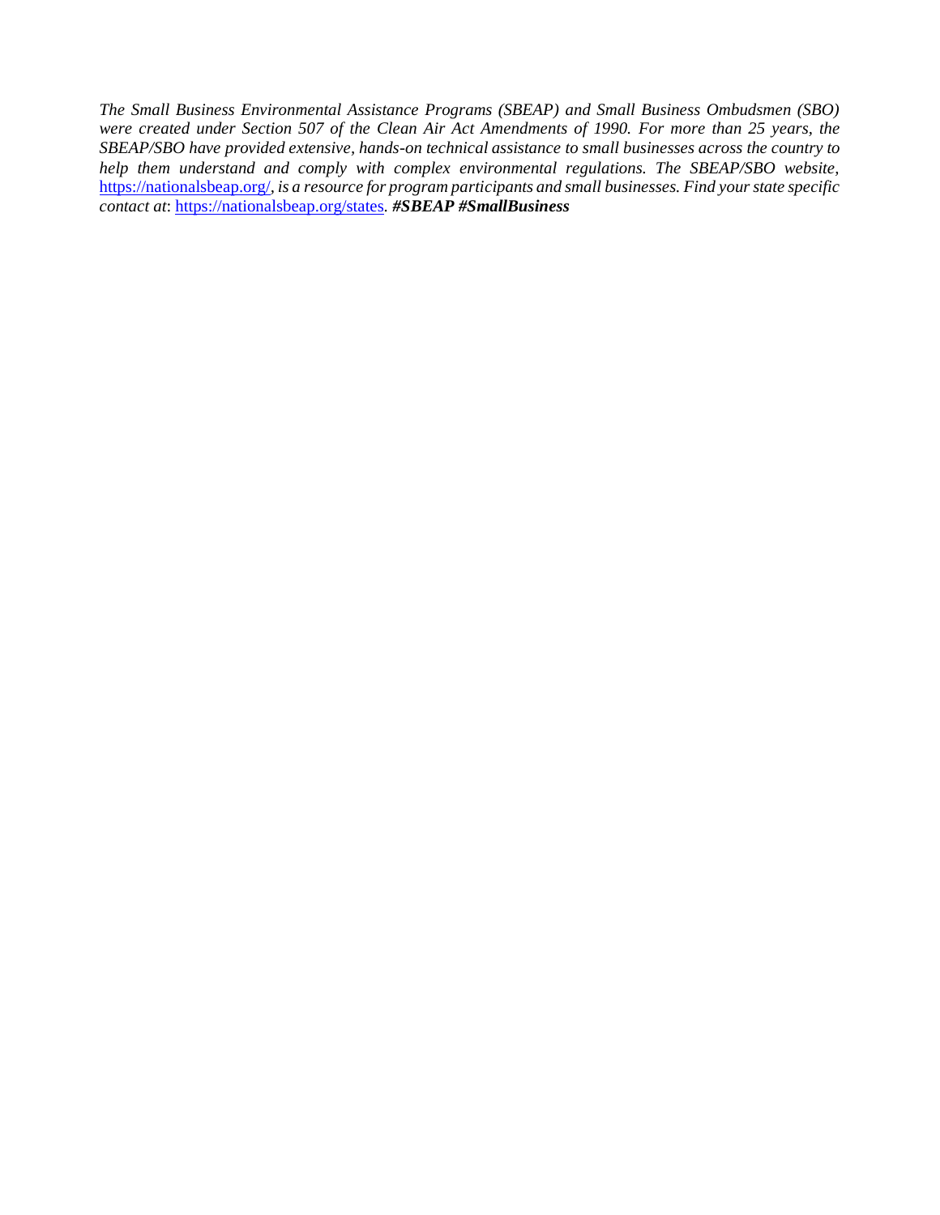*The Small Business Environmental Assistance Programs (SBEAP) and Small Business Ombudsmen (SBO) were created under Section 507 of the Clean Air Act Amendments of 1990. For more than 25 years, the SBEAP/SBO have provided extensive, hands-on technical assistance to small businesses across the country to help them understand and comply with complex environmental regulations. The SBEAP/SBO website,* [https://nationalsbeap.org/](https://nationalsbeap.org/)*, is a resource for program participants and small businesses. Find your state specific contact at*: [https://nationalsbeap.org/states](https://nationalsbeap.org/states). ***#SBEAP #SmallBusiness***